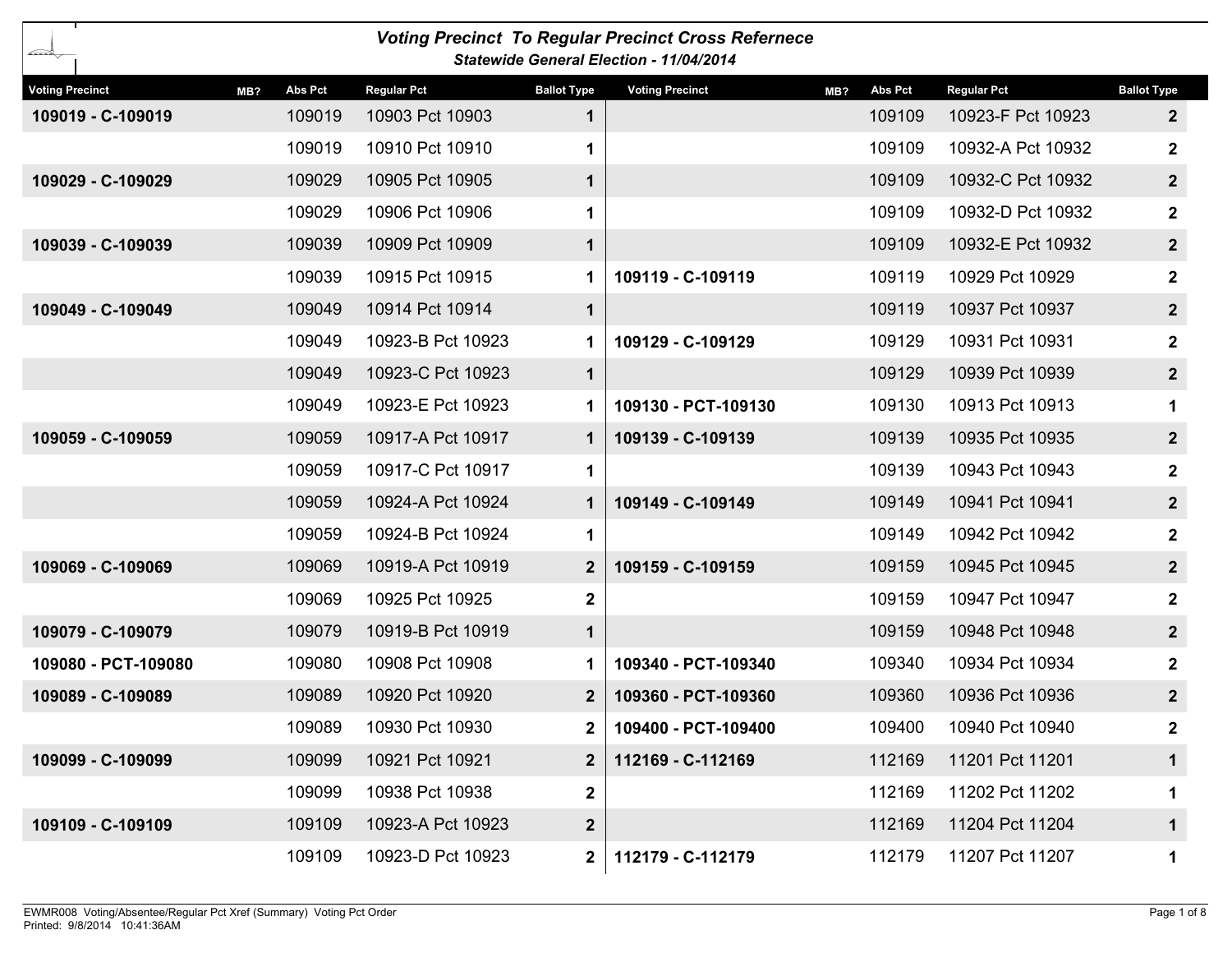## Voting Precinct To Regular Precinct Cross Refernece

### Statewide General Election - 11/04/2014

| Voting Precinct | MB? | Abs Pct | Regular Pct | Ballot Type |
|---|---|---|---|---|
| 109019 - C-109019 | | 109019 | 10903 Pct 10903 | 1 |
| | | 109019 | 10910 Pct 10910 | 1 |
| 109029 - C-109029 | | 109029 | 10905 Pct 10905 | 1 |
| | | 109029 | 10906 Pct 10906 | 1 |
| 109039 - C-109039 | | 109039 | 10909 Pct 10909 | 1 |
| | | 109039 | 10915 Pct 10915 | 1 |
| 109049 - C-109049 | | 109049 | 10914 Pct 10914 | 1 |
| | | 109049 | 10923-B Pct 10923 | 1 |
| | | 109049 | 10923-C Pct 10923 | 1 |
| | | 109049 | 10923-E Pct 10923 | 1 |
| 109059 - C-109059 | | 109059 | 10917-A Pct 10917 | 1 |
| | | 109059 | 10917-C Pct 10917 | 1 |
| | | 109059 | 10924-A Pct 10924 | 1 |
| | | 109059 | 10924-B Pct 10924 | 1 |
| 109069 - C-109069 | | 109069 | 10919-A Pct 10919 | 2 |
| | | 109069 | 10925 Pct 10925 | 2 |
| 109079 - C-109079 | | 109079 | 10919-B Pct 10919 | 1 |
| 109080 - PCT-109080 | | 109080 | 10908 Pct 10908 | 1 |
| 109089 - C-109089 | | 109089 | 10920 Pct 10920 | 2 |
| | | 109089 | 10930 Pct 10930 | 2 |
| 109099 - C-109099 | | 109099 | 10921 Pct 10921 | 2 |
| | | 109099 | 10938 Pct 10938 | 2 |
| 109109 - C-109109 | | 109109 | 10923-A Pct 10923 | 2 |
| | | 109109 | 10923-D Pct 10923 | 2 |
| | | 109109 | 10923-F Pct 10923 | 2 |
| | | 109109 | 10932-A Pct 10932 | 2 |
| | | 109109 | 10932-C Pct 10932 | 2 |
| | | 109109 | 10932-D Pct 10932 | 2 |
| | | 109109 | 10932-E Pct 10932 | 2 |
| 109119 - C-109119 | | 109119 | 10929 Pct 10929 | 2 |
| | | 109119 | 10937 Pct 10937 | 2 |
| 109129 - C-109129 | | 109129 | 10931 Pct 10931 | 2 |
| | | 109129 | 10939 Pct 10939 | 2 |
| 109130 - PCT-109130 | | 109130 | 10913 Pct 10913 | 1 |
| 109139 - C-109139 | | 109139 | 10935 Pct 10935 | 2 |
| | | 109139 | 10943 Pct 10943 | 2 |
| 109149 - C-109149 | | 109149 | 10941 Pct 10941 | 2 |
| | | 109149 | 10942 Pct 10942 | 2 |
| 109159 - C-109159 | | 109159 | 10945 Pct 10945 | 2 |
| | | 109159 | 10947 Pct 10947 | 2 |
| | | 109159 | 10948 Pct 10948 | 2 |
| 109340 - PCT-109340 | | 109340 | 10934 Pct 10934 | 2 |
| 109360 - PCT-109360 | | 109360 | 10936 Pct 10936 | 2 |
| 109400 - PCT-109400 | | 109400 | 10940 Pct 10940 | 2 |
| 112169 - C-112169 | | 112169 | 11201 Pct 11201 | 1 |
| | | 112169 | 11202 Pct 11202 | 1 |
| | | 112169 | 11204 Pct 11204 | 1 |
| 112179 - C-112179 | | 112179 | 11207 Pct 11207 | 1 |

EWMR008 Voting/Absentee/Regular Pct Xref (Summary) Voting Pct Order
Printed: 9/8/2014 10:41:36AM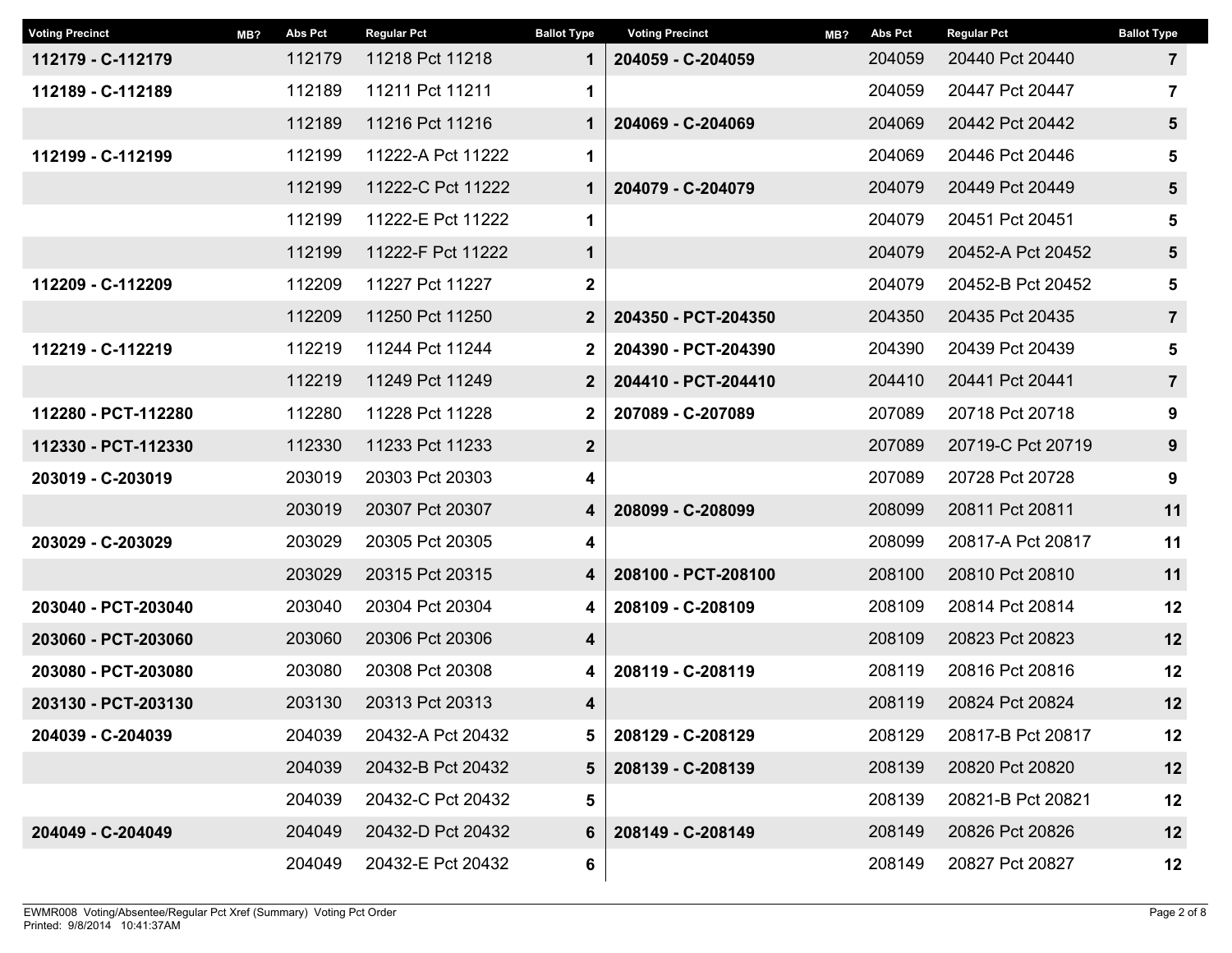| Voting Precinct | MB? | Abs Pct | Regular Pct | Ballot Type |
|---|---|---|---|---|
| 112179 - C-112179 | | 112179 | 11218 Pct 11218 | 1 |
| 112189 - C-112189 | | 112189 | 11211 Pct 11211 | 1 |
| | | 112189 | 11216 Pct 11216 | 1 |
| 112199 - C-112199 | | 112199 | 11222-A Pct 11222 | 1 |
| | | 112199 | 11222-C Pct 11222 | 1 |
| | | 112199 | 11222-E Pct 11222 | 1 |
| | | 112199 | 11222-F Pct 11222 | 1 |
| 112209 - C-112209 | | 112209 | 11227 Pct 11227 | 2 |
| | | 112209 | 11250 Pct 11250 | 2 |
| 112219 - C-112219 | | 112219 | 11244 Pct 11244 | 2 |
| | | 112219 | 11249 Pct 11249 | 2 |
| 112280 - PCT-112280 | | 112280 | 11228 Pct 11228 | 2 |
| 112330 - PCT-112330 | | 112330 | 11233 Pct 11233 | 2 |
| 203019 - C-203019 | | 203019 | 20303 Pct 20303 | 4 |
| | | 203019 | 20307 Pct 20307 | 4 |
| 203029 - C-203029 | | 203029 | 20305 Pct 20305 | 4 |
| | | 203029 | 20315 Pct 20315 | 4 |
| 203040 - PCT-203040 | | 203040 | 20304 Pct 20304 | 4 |
| 203060 - PCT-203060 | | 203060 | 20306 Pct 20306 | 4 |
| 203080 - PCT-203080 | | 203080 | 20308 Pct 20308 | 4 |
| 203130 - PCT-203130 | | 203130 | 20313 Pct 20313 | 4 |
| 204039 - C-204039 | | 204039 | 20432-A Pct 20432 | 5 |
| | | 204039 | 20432-B Pct 20432 | 5 |
| | | 204039 | 20432-C Pct 20432 | 5 |
| 204049 - C-204049 | | 204049 | 20432-D Pct 20432 | 6 |
| | | 204049 | 20432-E Pct 20432 | 6 |
| 204059 - C-204059 | | 204059 | 20440 Pct 20440 | 7 |
| | | 204059 | 20447 Pct 20447 | 7 |
| 204069 - C-204069 | | 204069 | 20442 Pct 20442 | 5 |
| | | 204069 | 20446 Pct 20446 | 5 |
| 204079 - C-204079 | | 204079 | 20449 Pct 20449 | 5 |
| | | 204079 | 20451 Pct 20451 | 5 |
| | | 204079 | 20452-A Pct 20452 | 5 |
| | | 204079 | 20452-B Pct 20452 | 5 |
| 204350 - PCT-204350 | | 204350 | 20435 Pct 20435 | 7 |
| 204390 - PCT-204390 | | 204390 | 20439 Pct 20439 | 5 |
| 204410 - PCT-204410 | | 204410 | 20441 Pct 20441 | 7 |
| 207089 - C-207089 | | 207089 | 20718 Pct 20718 | 9 |
| | | 207089 | 20719-C Pct 20719 | 9 |
| | | 207089 | 20728 Pct 20728 | 9 |
| 208099 - C-208099 | | 208099 | 20811 Pct 20811 | 11 |
| | | 208099 | 20817-A Pct 20817 | 11 |
| 208100 - PCT-208100 | | 208100 | 20810 Pct 20810 | 11 |
| 208109 - C-208109 | | 208109 | 20814 Pct 20814 | 12 |
| | | 208109 | 20823 Pct 20823 | 12 |
| 208119 - C-208119 | | 208119 | 20816 Pct 20816 | 12 |
| | | 208119 | 20824 Pct 20824 | 12 |
| 208129 - C-208129 | | 208129 | 20817-B Pct 20817 | 12 |
| 208139 - C-208139 | | 208139 | 20820 Pct 20820 | 12 |
| | | 208139 | 20821-B Pct 20821 | 12 |
| 208149 - C-208149 | | 208149 | 20826 Pct 20826 | 12 |
| | | 208149 | 20827 Pct 20827 | 12 |

EWMR008 Voting/Absentee/Regular Pct Xref (Summary) Voting Pct Order
Printed: 9/8/2014 10:41:37AM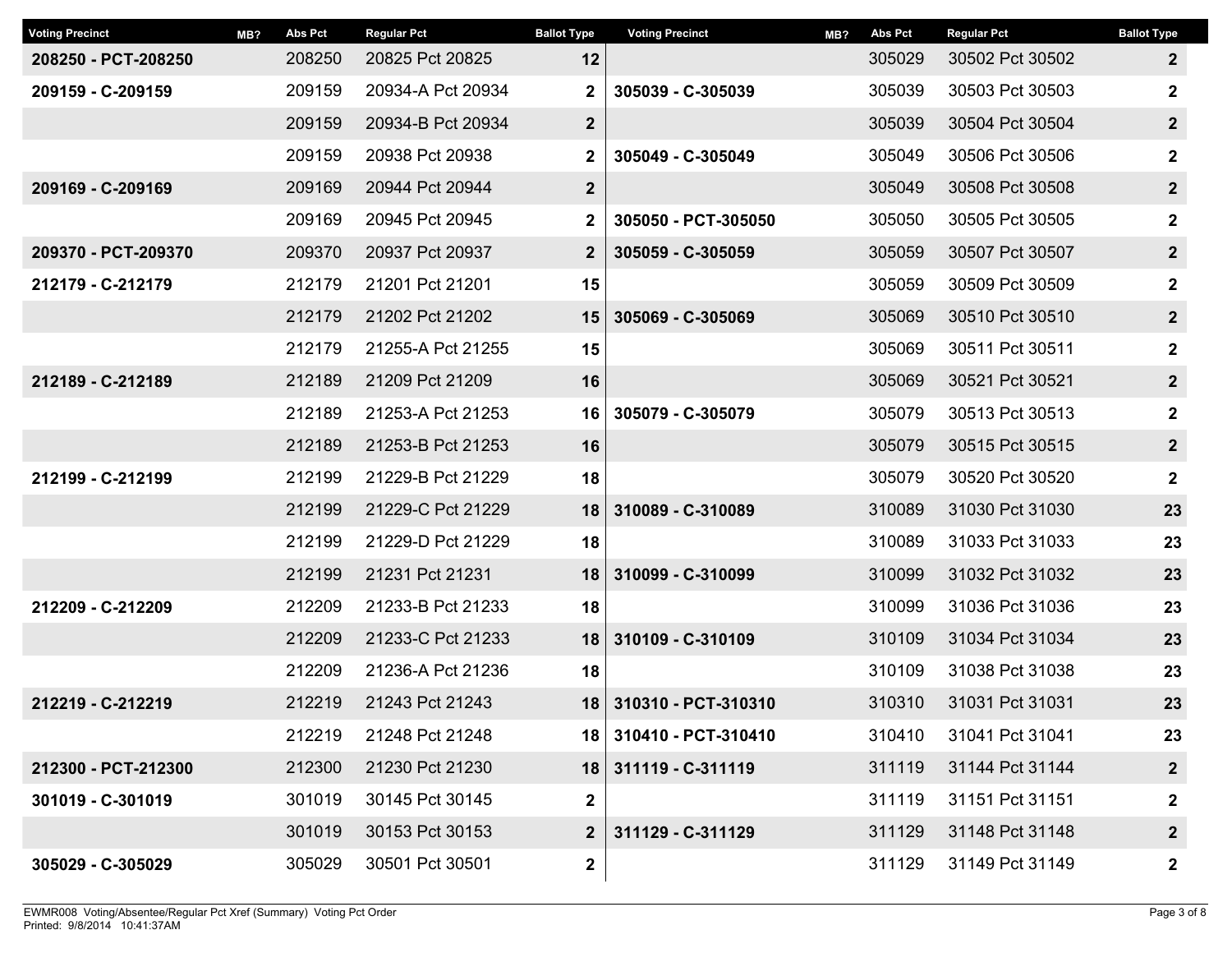| Voting Precinct | MB? | Abs Pct | Regular Pct | Ballot Type |
|---|---|---|---|---|
| **208250 - PCT-208250** | | 208250 | 20825 Pct 20825 | **12** |
| **209159 - C-209159** | | 209159 | 20934-A Pct 20934 | **2** |
| | | 209159 | 20934-B Pct 20934 | **2** |
| | | 209159 | 20938 Pct 20938 | **2** |
| **209169 - C-209169** | | 209169 | 20944 Pct 20944 | **2** |
| | | 209169 | 20945 Pct 20945 | **2** |
| **209370 - PCT-209370** | | 209370 | 20937 Pct 20937 | **2** |
| **212179 - C-212179** | | 212179 | 21201 Pct 21201 | **15** |
| | | 212179 | 21202 Pct 21202 | **15** |
| | | 212179 | 21255-A Pct 21255 | **15** |
| **212189 - C-212189** | | 212189 | 21209 Pct 21209 | **16** |
| | | 212189 | 21253-A Pct 21253 | **16** |
| | | 212189 | 21253-B Pct 21253 | **16** |
| **212199 - C-212199** | | 212199 | 21229-B Pct 21229 | **18** |
| | | 212199 | 21229-C Pct 21229 | **18** |
| | | 212199 | 21229-D Pct 21229 | **18** |
| | | 212199 | 21231 Pct 21231 | **18** |
| **212209 - C-212209** | | 212209 | 21233-B Pct 21233 | **18** |
| | | 212209 | 21233-C Pct 21233 | **18** |
| | | 212209 | 21236-A Pct 21236 | **18** |
| **212219 - C-212219** | | 212219 | 21243 Pct 21243 | **18** |
| | | 212219 | 21248 Pct 21248 | **18** |
| **212300 - PCT-212300** | | 212300 | 21230 Pct 21230 | **18** |
| **301019 - C-301019** | | 301019 | 30145 Pct 30145 | **2** |
| | | 301019 | 30153 Pct 30153 | **2** |
| **305029 - C-305029** | | 305029 | 30501 Pct 30501 | **2** |
| | | 305029 | 30502 Pct 30502 | **2** |
| **305039 - C-305039** | | 305039 | 30503 Pct 30503 | **2** |
| | | 305039 | 30504 Pct 30504 | **2** |
| **305049 - C-305049** | | 305049 | 30506 Pct 30506 | **2** |
| | | 305049 | 30508 Pct 30508 | **2** |
| **305050 - PCT-305050** | | 305050 | 30505 Pct 30505 | **2** |
| **305059 - C-305059** | | 305059 | 30507 Pct 30507 | **2** |
| | | 305059 | 30509 Pct 30509 | **2** |
| **305069 - C-305069** | | 305069 | 30510 Pct 30510 | **2** |
| | | 305069 | 30511 Pct 30511 | **2** |
| | | 305069 | 30521 Pct 30521 | **2** |
| **305079 - C-305079** | | 305079 | 30513 Pct 30513 | **2** |
| | | 305079 | 30515 Pct 30515 | **2** |
| | | 305079 | 30520 Pct 30520 | **2** |
| **310089 - C-310089** | | 310089 | 31030 Pct 31030 | **23** |
| | | 310089 | 31033 Pct 31033 | **23** |
| **310099 - C-310099** | | 310099 | 31032 Pct 31032 | **23** |
| | | 310099 | 31036 Pct 31036 | **23** |
| **310109 - C-310109** | | 310109 | 31034 Pct 31034 | **23** |
| | | 310109 | 31038 Pct 31038 | **23** |
| **310310 - PCT-310310** | | 310310 | 31031 Pct 31031 | **23** |
| **310410 - PCT-310410** | | 310410 | 31041 Pct 31041 | **23** |
| **311119 - C-311119** | | 311119 | 31144 Pct 31144 | **2** |
| | | 311119 | 31151 Pct 31151 | **2** |
| **311129 - C-311129** | | 311129 | 31148 Pct 31148 | **2** |
| | | 311129 | 31149 Pct 31149 | **2** |

EWMR008 Voting/Absentee/Regular Pct Xref (Summary) Voting Pct Order
Printed: 9/8/2014 10:41:37AM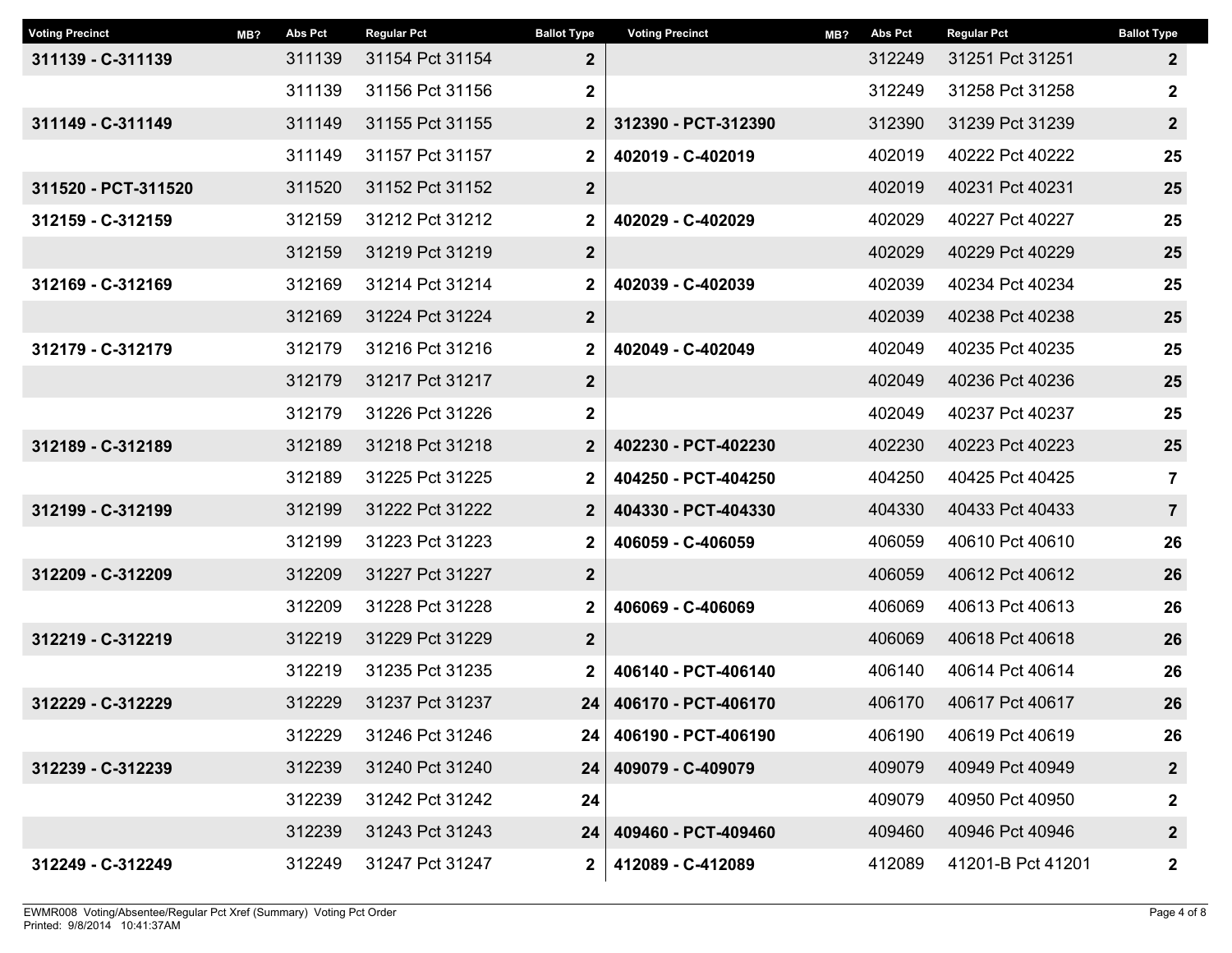| Voting Precinct | MB? | Abs Pct | Regular Pct | Ballot Type |
|---|---|---|---|---|
| **311139 - C-311139** | | 311139 | 31154 Pct 31154 | **2** |
| | | 311139 | 31156 Pct 31156 | **2** |
| **311149 - C-311149** | | 311149 | 31155 Pct 31155 | **2** |
| | | 311149 | 31157 Pct 31157 | **2** |
| **311520 - PCT-311520** | | 311520 | 31152 Pct 31152 | **2** |
| **312159 - C-312159** | | 312159 | 31212 Pct 31212 | **2** |
| | | 312159 | 31219 Pct 31219 | **2** |
| **312169 - C-312169** | | 312169 | 31214 Pct 31214 | **2** |
| | | 312169 | 31224 Pct 31224 | **2** |
| **312179 - C-312179** | | 312179 | 31216 Pct 31216 | **2** |
| | | 312179 | 31217 Pct 31217 | **2** |
| | | 312179 | 31226 Pct 31226 | **2** |
| **312189 - C-312189** | | 312189 | 31218 Pct 31218 | **2** |
| | | 312189 | 31225 Pct 31225 | **2** |
| **312199 - C-312199** | | 312199 | 31222 Pct 31222 | **2** |
| | | 312199 | 31223 Pct 31223 | **2** |
| **312209 - C-312209** | | 312209 | 31227 Pct 31227 | **2** |
| | | 312209 | 31228 Pct 31228 | **2** |
| **312219 - C-312219** | | 312219 | 31229 Pct 31229 | **2** |
| | | 312219 | 31235 Pct 31235 | **2** |
| **312229 - C-312229** | | 312229 | 31237 Pct 31237 | **24** |
| | | 312229 | 31246 Pct 31246 | **24** |
| **312239 - C-312239** | | 312239 | 31240 Pct 31240 | **24** |
| | | 312239 | 31242 Pct 31242 | **24** |
| | | 312239 | 31243 Pct 31243 | **24** |
| **312249 - C-312249** | | 312249 | 31247 Pct 31247 | **2** |
| | | 312249 | 31251 Pct 31251 | **2** |
| | | 312249 | 31258 Pct 31258 | **2** |
| **312390 - PCT-312390** | | 312390 | 31239 Pct 31239 | **2** |
| **402019 - C-402019** | | 402019 | 40222 Pct 40222 | **25** |
| | | 402019 | 40231 Pct 40231 | **25** |
| **402029 - C-402029** | | 402029 | 40227 Pct 40227 | **25** |
| | | 402029 | 40229 Pct 40229 | **25** |
| **402039 - C-402039** | | 402039 | 40234 Pct 40234 | **25** |
| | | 402039 | 40238 Pct 40238 | **25** |
| **402049 - C-402049** | | 402049 | 40235 Pct 40235 | **25** |
| | | 402049 | 40236 Pct 40236 | **25** |
| | | 402049 | 40237 Pct 40237 | **25** |
| **402230 - PCT-402230** | | 402230 | 40223 Pct 40223 | **25** |
| **404250 - PCT-404250** | | 404250 | 40425 Pct 40425 | **7** |
| **404330 - PCT-404330** | | 404330 | 40433 Pct 40433 | **7** |
| **406059 - C-406059** | | 406059 | 40610 Pct 40610 | **26** |
| | | 406059 | 40612 Pct 40612 | **26** |
| **406069 - C-406069** | | 406069 | 40613 Pct 40613 | **26** |
| | | 406069 | 40618 Pct 40618 | **26** |
| **406140 - PCT-406140** | | 406140 | 40614 Pct 40614 | **26** |
| **406170 - PCT-406170** | | 406170 | 40617 Pct 40617 | **26** |
| **406190 - PCT-406190** | | 406190 | 40619 Pct 40619 | **26** |
| **409079 - C-409079** | | 409079 | 40949 Pct 40949 | **2** |
| | | 409079 | 40950 Pct 40950 | **2** |
| **409460 - PCT-409460** | | 409460 | 40946 Pct 40946 | **2** |
| **412089 - C-412089** | | 412089 | 41201-B Pct 41201 | **2** |

EWMR008 Voting/Absentee/Regular Pct Xref (Summary) Voting Pct Order
Printed: 9/8/2014 10:41:37AM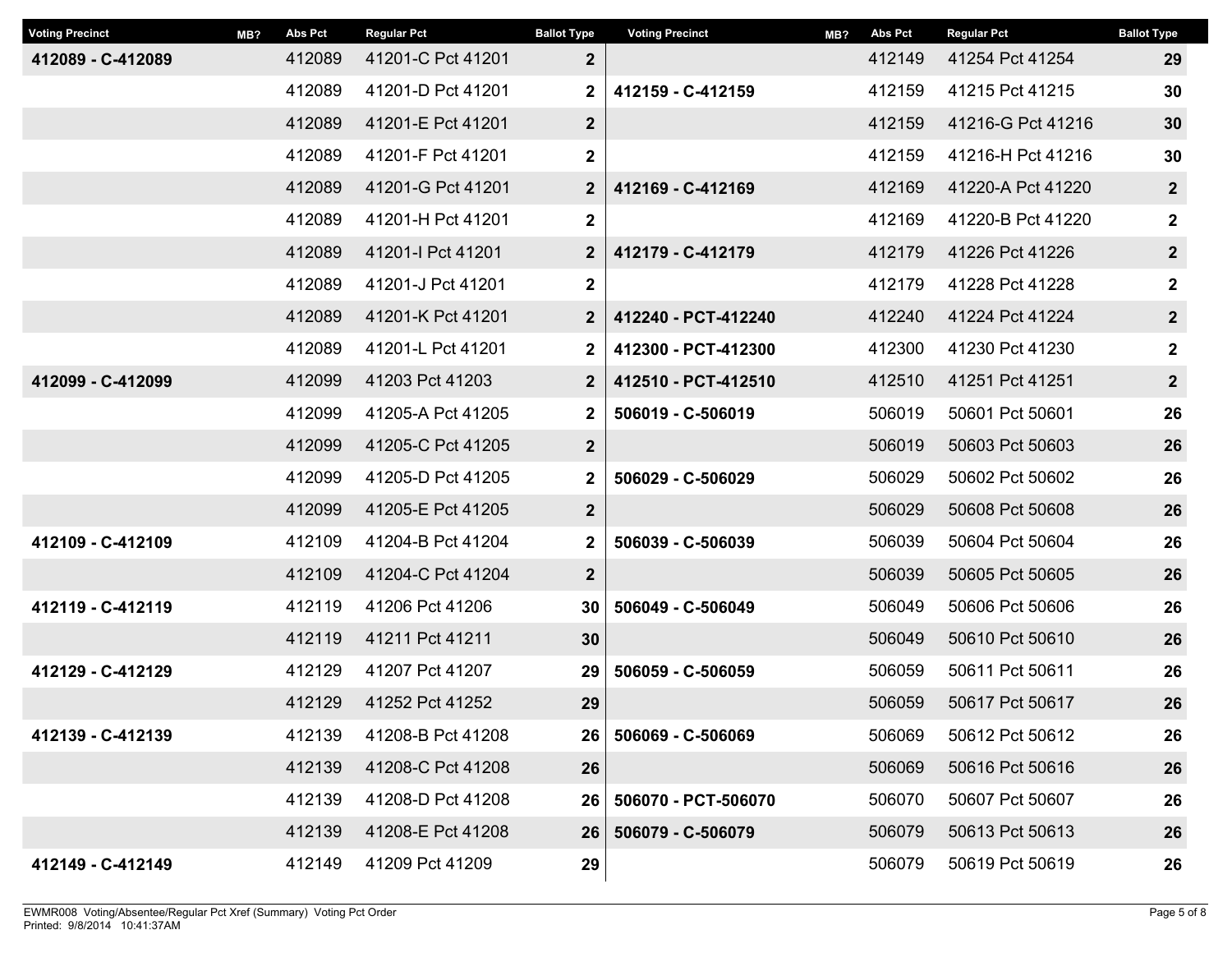| Voting Precinct | MB? | Abs Pct | Regular Pct | Ballot Type |
|---|---|---|---|---|
| **412089 - C-412089** | | 412089 | 41201-C Pct 41201 | **2** |
| | | 412089 | 41201-D Pct 41201 | **2** |
| | | 412089 | 41201-E Pct 41201 | **2** |
| | | 412089 | 41201-F Pct 41201 | **2** |
| | | 412089 | 41201-G Pct 41201 | **2** |
| | | 412089 | 41201-H Pct 41201 | **2** |
| | | 412089 | 41201-I Pct 41201 | **2** |
| | | 412089 | 41201-J Pct 41201 | **2** |
| | | 412089 | 41201-K Pct 41201 | **2** |
| | | 412089 | 41201-L Pct 41201 | **2** |
| **412099 - C-412099** | | 412099 | 41203 Pct 41203 | **2** |
| | | 412099 | 41205-A Pct 41205 | **2** |
| | | 412099 | 41205-C Pct 41205 | **2** |
| | | 412099 | 41205-D Pct 41205 | **2** |
| | | 412099 | 41205-E Pct 41205 | **2** |
| **412109 - C-412109** | | 412109 | 41204-B Pct 41204 | **2** |
| | | 412109 | 41204-C Pct 41204 | **2** |
| **412119 - C-412119** | | 412119 | 41206 Pct 41206 | **30** |
| | | 412119 | 41211 Pct 41211 | **30** |
| **412129 - C-412129** | | 412129 | 41207 Pct 41207 | **29** |
| | | 412129 | 41252 Pct 41252 | **29** |
| **412139 - C-412139** | | 412139 | 41208-B Pct 41208 | **26** |
| | | 412139 | 41208-C Pct 41208 | **26** |
| | | 412139 | 41208-D Pct 41208 | **26** |
| | | 412139 | 41208-E Pct 41208 | **26** |
| **412149 - C-412149** | | 412149 | 41209 Pct 41209 | **29** |
| | | 412149 | 41254 Pct 41254 | **29** |
| **412159 - C-412159** | | 412159 | 41215 Pct 41215 | **30** |
| | | 412159 | 41216-G Pct 41216 | **30** |
| | | 412159 | 41216-H Pct 41216 | **30** |
| **412169 - C-412169** | | 412169 | 41220-A Pct 41220 | **2** |
| | | 412169 | 41220-B Pct 41220 | **2** |
| **412179 - C-412179** | | 412179 | 41226 Pct 41226 | **2** |
| | | 412179 | 41228 Pct 41228 | **2** |
| **412240 - PCT-412240** | | 412240 | 41224 Pct 41224 | **2** |
| **412300 - PCT-412300** | | 412300 | 41230 Pct 41230 | **2** |
| **412510 - PCT-412510** | | 412510 | 41251 Pct 41251 | **2** |
| **506019 - C-506019** | | 506019 | 50601 Pct 50601 | **26** |
| | | 506019 | 50603 Pct 50603 | **26** |
| **506029 - C-506029** | | 506029 | 50602 Pct 50602 | **26** |
| | | 506029 | 50608 Pct 50608 | **26** |
| **506039 - C-506039** | | 506039 | 50604 Pct 50604 | **26** |
| | | 506039 | 50605 Pct 50605 | **26** |
| **506049 - C-506049** | | 506049 | 50606 Pct 50606 | **26** |
| | | 506049 | 50610 Pct 50610 | **26** |
| **506059 - C-506059** | | 506059 | 50611 Pct 50611 | **26** |
| | | 506059 | 50617 Pct 50617 | **26** |
| **506069 - C-506069** | | 506069 | 50612 Pct 50612 | **26** |
| | | 506069 | 50616 Pct 50616 | **26** |
| **506070 - PCT-506070** | | 506070 | 50607 Pct 50607 | **26** |
| **506079 - C-506079** | | 506079 | 50613 Pct 50613 | **26** |
| | | 506079 | 50619 Pct 50619 | **26** |

EWMR008 Voting/Absentee/Regular Pct Xref (Summary) Voting Pct Order
Printed: 9/8/2014 10:41:37AM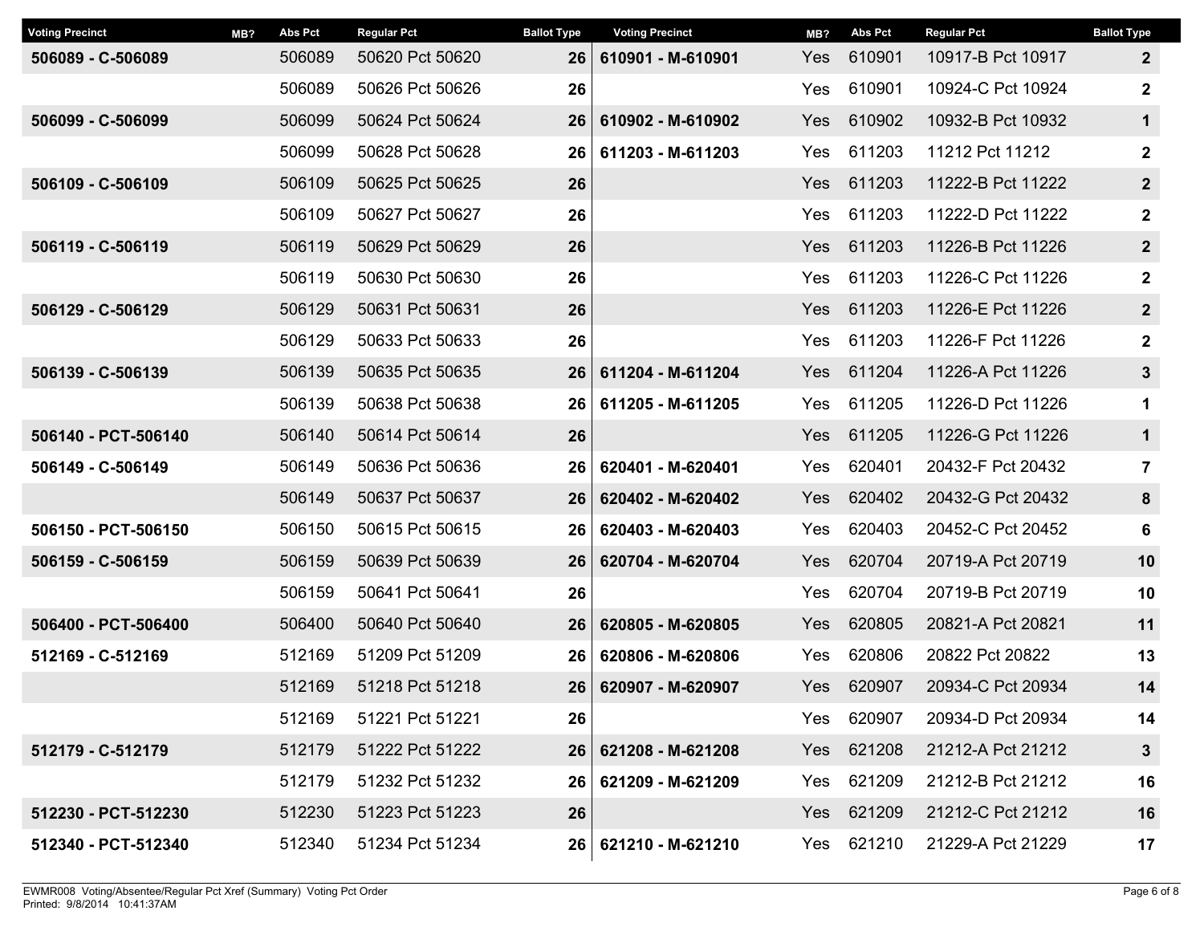| Voting Precinct | MB? | Abs Pct | Regular Pct | Ballot Type |
|---|---|---|---|---|
| 506089 - C-506089 | | 506089 | 50620 Pct 50620 | 26 |
| | | 506089 | 50626 Pct 50626 | 26 |
| 506099 - C-506099 | | 506099 | 50624 Pct 50624 | 26 |
| | | 506099 | 50628 Pct 50628 | 26 |
| 506109 - C-506109 | | 506109 | 50625 Pct 50625 | 26 |
| | | 506109 | 50627 Pct 50627 | 26 |
| 506119 - C-506119 | | 506119 | 50629 Pct 50629 | 26 |
| | | 506119 | 50630 Pct 50630 | 26 |
| 506129 - C-506129 | | 506129 | 50631 Pct 50631 | 26 |
| | | 506129 | 50633 Pct 50633 | 26 |
| 506139 - C-506139 | | 506139 | 50635 Pct 50635 | 26 |
| | | 506139 | 50638 Pct 50638 | 26 |
| 506140 - PCT-506140 | | 506140 | 50614 Pct 50614 | 26 |
| 506149 - C-506149 | | 506149 | 50636 Pct 50636 | 26 |
| | | 506149 | 50637 Pct 50637 | 26 |
| 506150 - PCT-506150 | | 506150 | 50615 Pct 50615 | 26 |
| 506159 - C-506159 | | 506159 | 50639 Pct 50639 | 26 |
| | | 506159 | 50641 Pct 50641 | 26 |
| 506400 - PCT-506400 | | 506400 | 50640 Pct 50640 | 26 |
| 512169 - C-512169 | | 512169 | 51209 Pct 51209 | 26 |
| | | 512169 | 51218 Pct 51218 | 26 |
| | | 512169 | 51221 Pct 51221 | 26 |
| 512179 - C-512179 | | 512179 | 51222 Pct 51222 | 26 |
| | | 512179 | 51232 Pct 51232 | 26 |
| 512230 - PCT-512230 | | 512230 | 51223 Pct 51223 | 26 |
| 512340 - PCT-512340 | | 512340 | 51234 Pct 51234 | 26 |
| 610901 - M-610901 | Yes | 610901 | 10917-B Pct 10917 | 2 |
| | Yes | 610901 | 10924-C Pct 10924 | 2 |
| 610902 - M-610902 | Yes | 610902 | 10932-B Pct 10932 | 1 |
| 611203 - M-611203 | Yes | 611203 | 11212 Pct 11212 | 2 |
| | Yes | 611203 | 11222-B Pct 11222 | 2 |
| | Yes | 611203 | 11222-D Pct 11222 | 2 |
| | Yes | 611203 | 11226-B Pct 11226 | 2 |
| | Yes | 611203 | 11226-C Pct 11226 | 2 |
| | Yes | 611203 | 11226-E Pct 11226 | 2 |
| | Yes | 611203 | 11226-F Pct 11226 | 2 |
| 611204 - M-611204 | Yes | 611204 | 11226-A Pct 11226 | 3 |
| 611205 - M-611205 | Yes | 611205 | 11226-D Pct 11226 | 1 |
| | Yes | 611205 | 11226-G Pct 11226 | 1 |
| 620401 - M-620401 | Yes | 620401 | 20432-F Pct 20432 | 7 |
| 620402 - M-620402 | Yes | 620402 | 20432-G Pct 20432 | 8 |
| 620403 - M-620403 | Yes | 620403 | 20452-C Pct 20452 | 6 |
| 620704 - M-620704 | Yes | 620704 | 20719-A Pct 20719 | 10 |
| | Yes | 620704 | 20719-B Pct 20719 | 10 |
| 620805 - M-620805 | Yes | 620805 | 20821-A Pct 20821 | 11 |
| 620806 - M-620806 | Yes | 620806 | 20822 Pct 20822 | 13 |
| 620907 - M-620907 | Yes | 620907 | 20934-C Pct 20934 | 14 |
| | Yes | 620907 | 20934-D Pct 20934 | 14 |
| 621208 - M-621208 | Yes | 621208 | 21212-A Pct 21212 | 3 |
| 621209 - M-621209 | Yes | 621209 | 21212-B Pct 21212 | 16 |
| | Yes | 621209 | 21212-C Pct 21212 | 16 |
| 621210 - M-621210 | Yes | 621210 | 21229-A Pct 21229 | 17 |

EWMR008 Voting/Absentee/Regular Pct Xref (Summary) Voting Pct Order
Printed: 9/8/2014 10:41:37AM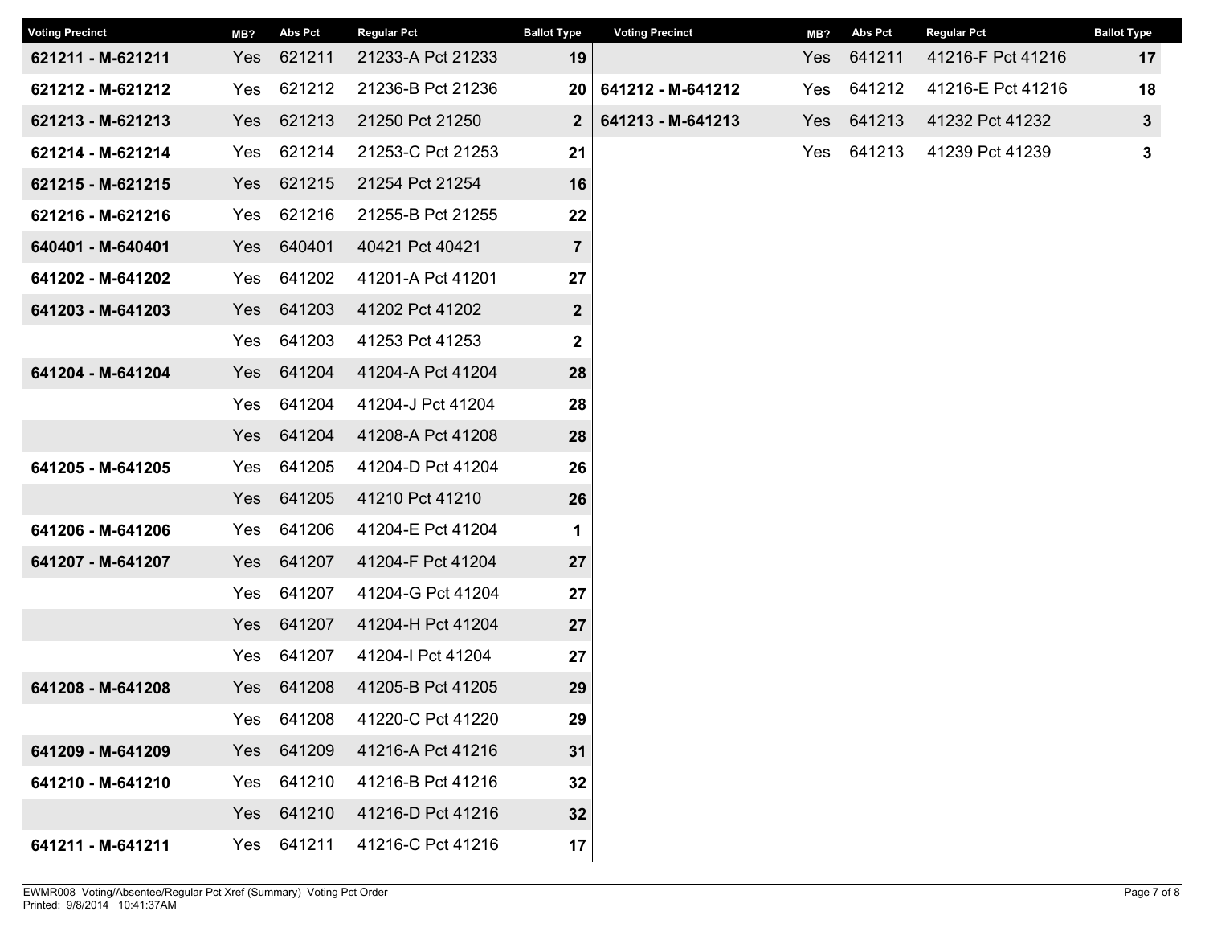| Voting Precinct | MB? | Abs Pct | Regular Pct | Ballot Type |
|---|---|---|---|---|
| **621211 - M-621211** | Yes | 621211 | 21233-A Pct 21233 | **19** |
| **621212 - M-621212** | Yes | 621212 | 21236-B Pct 21236 | **20** |
| **621213 - M-621213** | Yes | 621213 | 21250 Pct 21250 | **2** |
| **621214 - M-621214** | Yes | 621214 | 21253-C Pct 21253 | **21** |
| **621215 - M-621215** | Yes | 621215 | 21254 Pct 21254 | **16** |
| **621216 - M-621216** | Yes | 621216 | 21255-B Pct 21255 | **22** |
| **640401 - M-640401** | Yes | 640401 | 40421 Pct 40421 | **7** |
| **641202 - M-641202** | Yes | 641202 | 41201-A Pct 41201 | **27** |
| **641203 - M-641203** | Yes | 641203 | 41202 Pct 41202 | **2** |
| | Yes | 641203 | 41253 Pct 41253 | **2** |
| **641204 - M-641204** | Yes | 641204 | 41204-A Pct 41204 | **28** |
| | Yes | 641204 | 41204-J Pct 41204 | **28** |
| | Yes | 641204 | 41208-A Pct 41208 | **28** |
| **641205 - M-641205** | Yes | 641205 | 41204-D Pct 41204 | **26** |
| | Yes | 641205 | 41210 Pct 41210 | **26** |
| **641206 - M-641206** | Yes | 641206 | 41204-E Pct 41204 | **1** |
| **641207 - M-641207** | Yes | 641207 | 41204-F Pct 41204 | **27** |
| | Yes | 641207 | 41204-G Pct 41204 | **27** |
| | Yes | 641207 | 41204-H Pct 41204 | **27** |
| | Yes | 641207 | 41204-I Pct 41204 | **27** |
| **641208 - M-641208** | Yes | 641208 | 41205-B Pct 41205 | **29** |
| | Yes | 641208 | 41220-C Pct 41220 | **29** |
| **641209 - M-641209** | Yes | 641209 | 41216-A Pct 41216 | **31** |
| **641210 - M-641210** | Yes | 641210 | 41216-B Pct 41216 | **32** |
| | Yes | 641210 | 41216-D Pct 41216 | **32** |
| **641211 - M-641211** | Yes | 641211 | 41216-C Pct 41216 | **17** |
| | Yes | 641211 | 41216-F Pct 41216 | **17** |
| **641212 - M-641212** | Yes | 641212 | 41216-E Pct 41216 | **18** |
| **641213 - M-641213** | Yes | 641213 | 41232 Pct 41232 | **3** |
| | Yes | 641213 | 41239 Pct 41239 | **3** |

EWMR008 Voting/Absentee/Regular Pct Xref (Summary) Voting Pct Order
Printed: 9/8/2014 10:41:37AM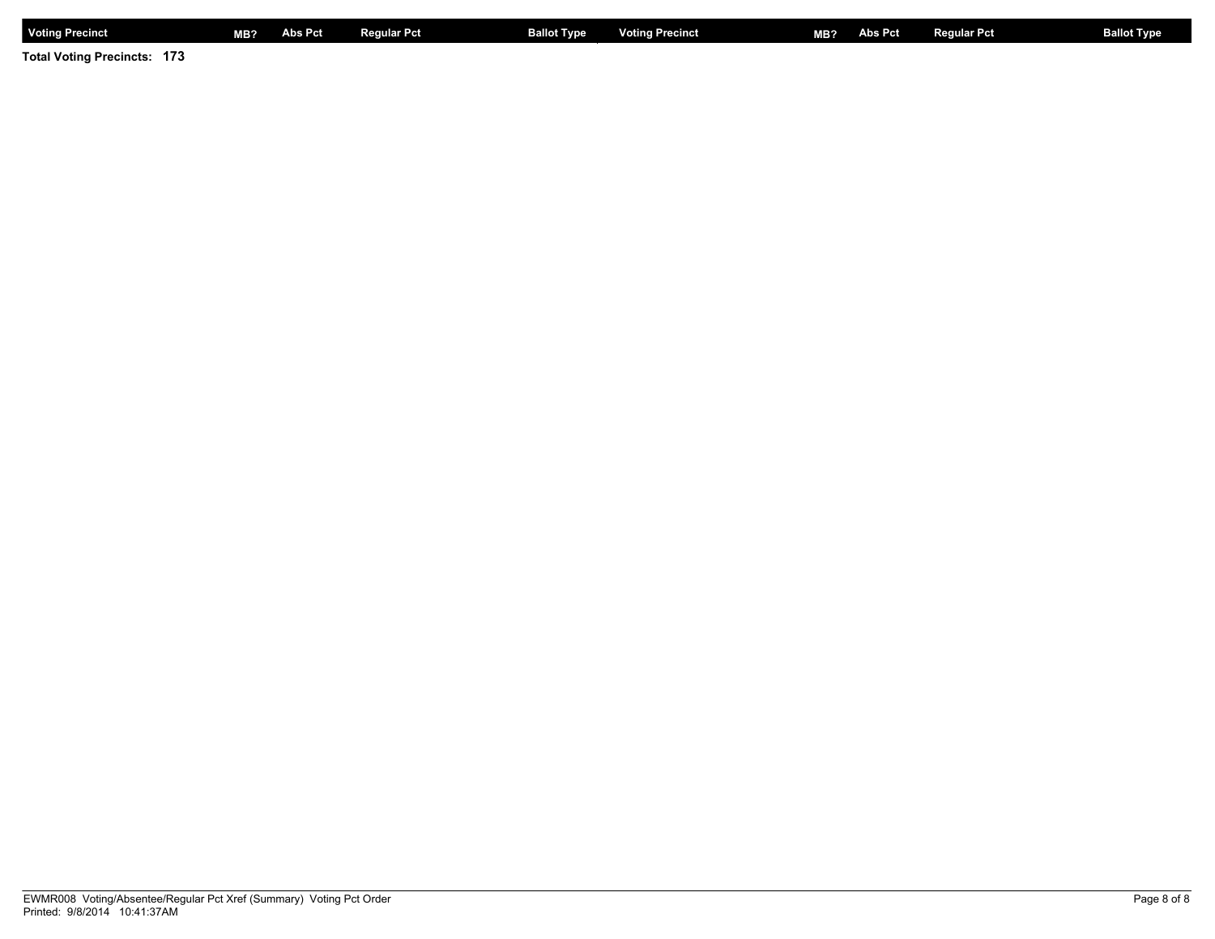| Voting Precinct | MB? | Abs Pct | Regular Pct | Ballot Type | Voting Precinct | MB? | Abs Pct | Regular Pct | Ballot Type |
| --- | --- | --- | --- | --- | --- | --- | --- | --- | --- |

**Total Voting Precincts: 173**